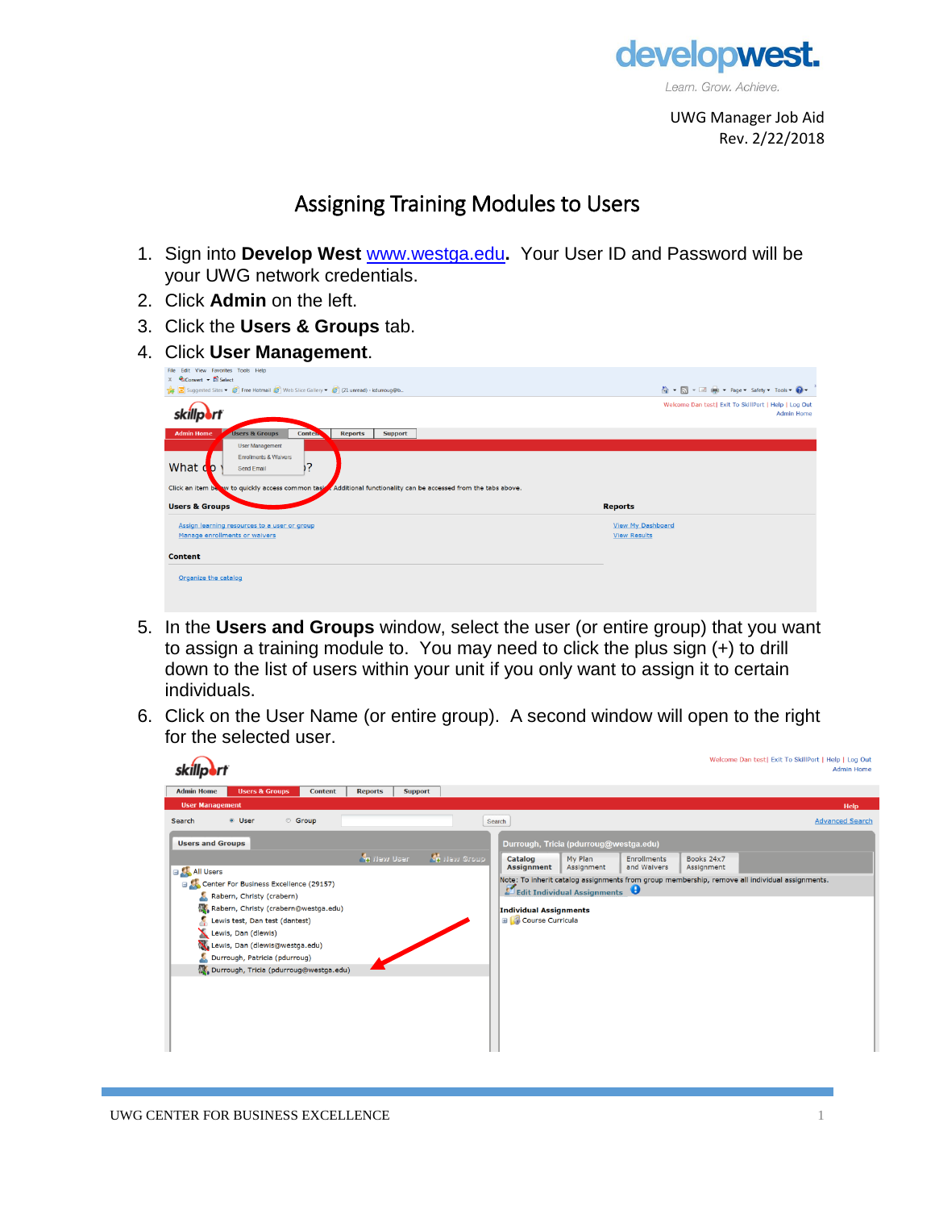UWG Manager Job Aid
Rev. 2/22/2018

# Assigning Training Modules to Users

1. Sign into **Develop West** [www.westga.edu](www.westga.edu)**.** Your User ID and Password will be your UWG network credentials.
2. Click **Admin** on the left.
3. Click the **Users & Groups** tab.
4. Click **User Management**.
5. In the **Users and Groups** window, select the user (or entire group) that you want to assign a training module to. You may need to click the plus sign (+) to drill down to the list of users within your unit if you only want to assign it to certain individuals.
6. Click on the User Name (or entire group). A second window will open to the right for the selected user.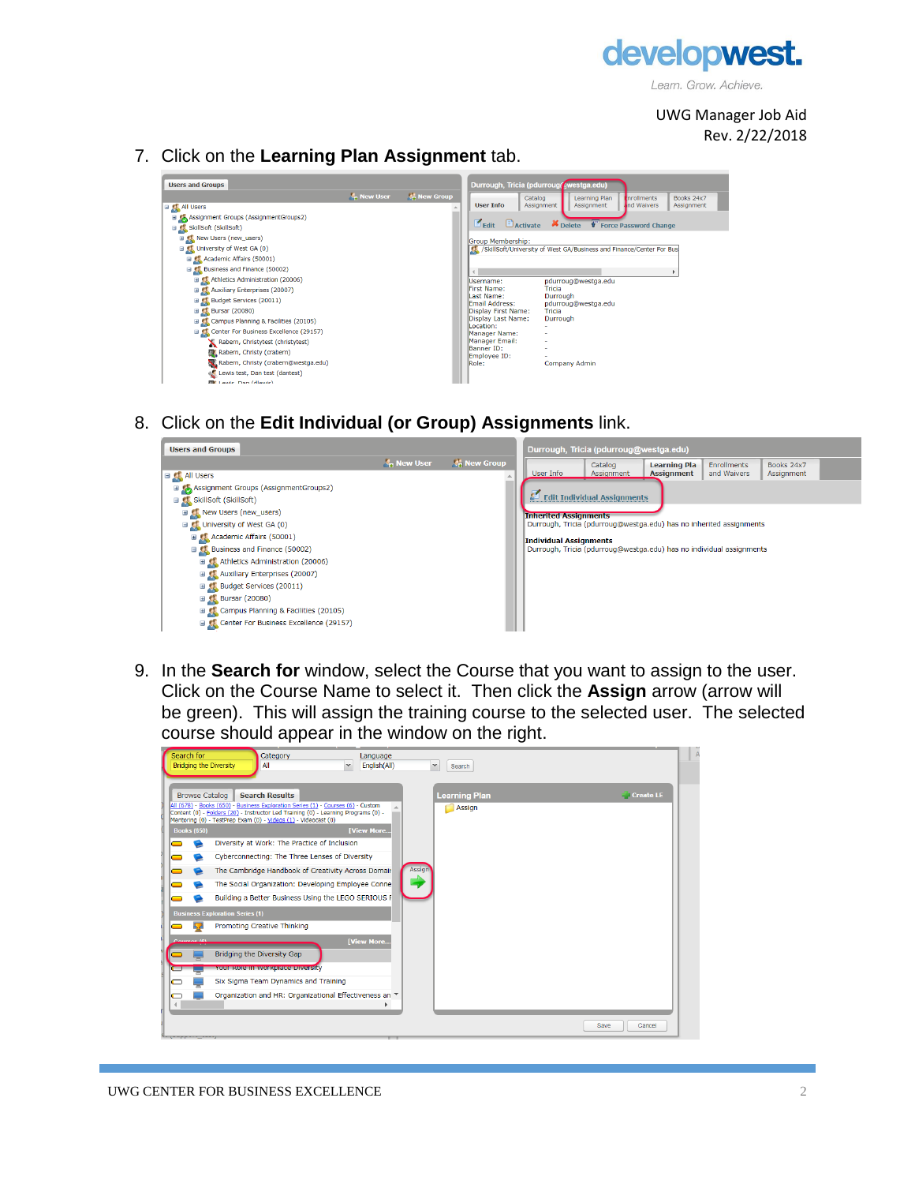7. Click on the **Learning Plan Assignment** tab.

8. Click on the **Edit Individual (or Group) Assignments** link.

9. In the **Search for** window, select the Course that you want to assign to the user. Click on the Course Name to select it. Then click the **Assign** arrow (arrow will be green). This will assign the training course to the selected user. The selected course should appear in the window on the right.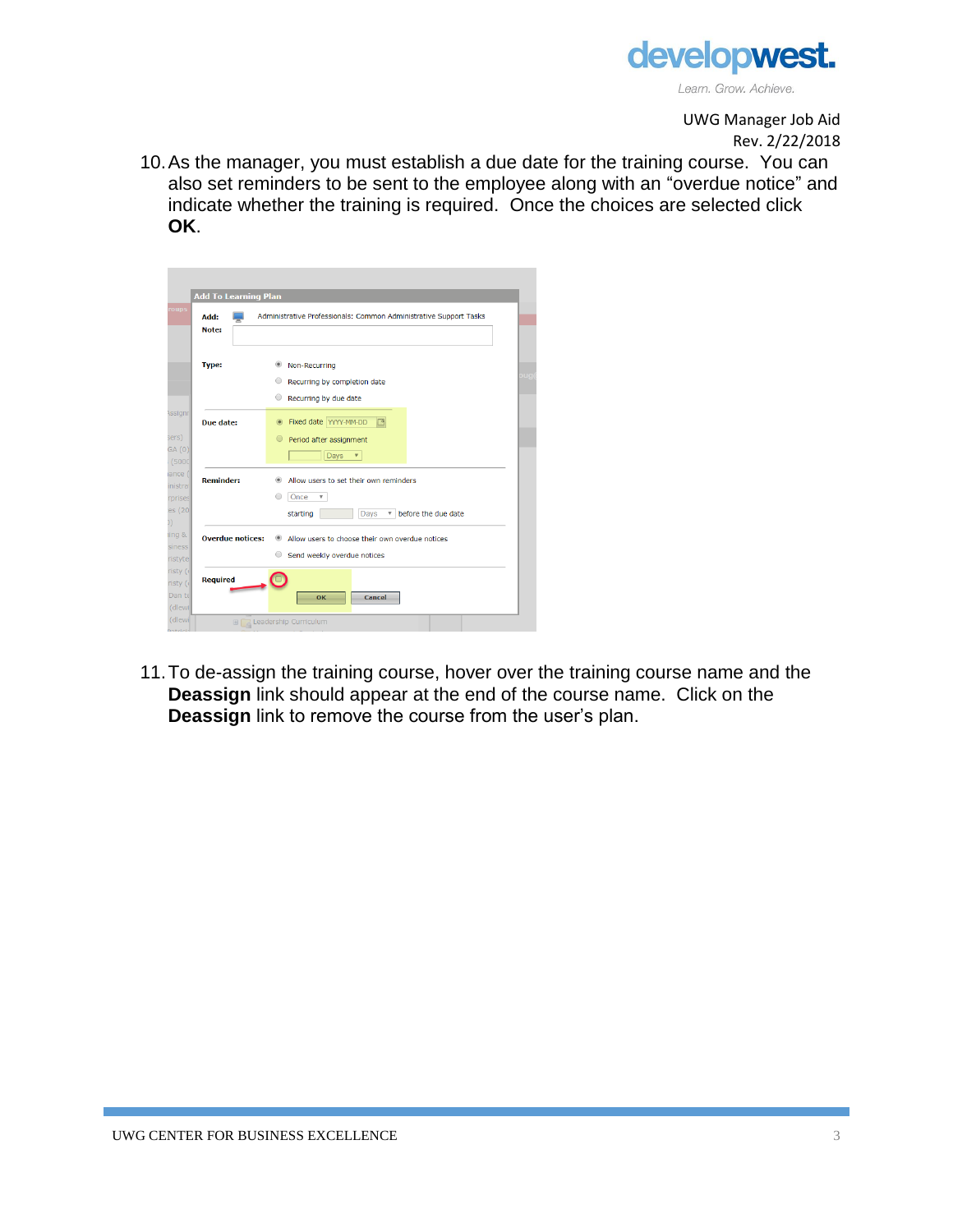10. As the manager, you must establish a due date for the training course. You can also set reminders to be sent to the employee along with an "overdue notice" and indicate whether the training is required. Once the choices are selected click **OK**.

11. To de-assign the training course, hover over the training course name and the **Deassign** link should appear at the end of the course name. Click on the **Deassign** link to remove the course from the user's plan.